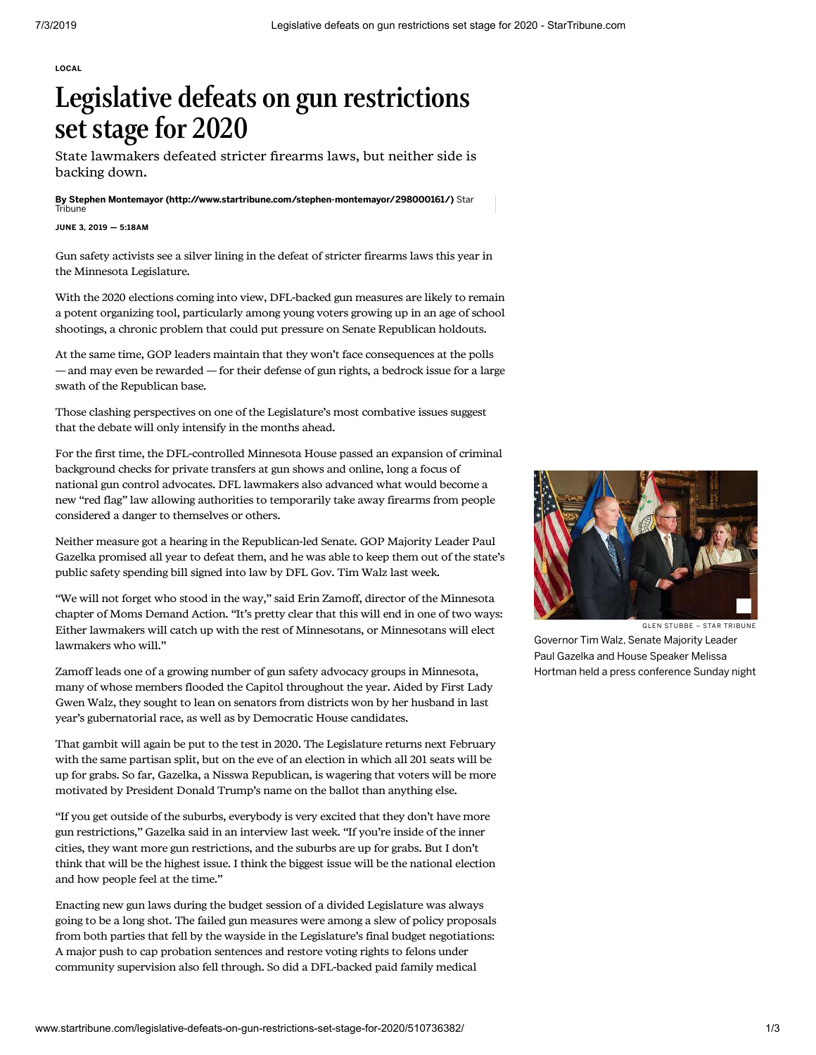LOCAL

# Legislative defeats on gun restrictions set stage for 2020

State lawmakers defeated stricter firearms laws, but neither side is backing down.

**By Stephen Montemayor (http://www.startribune.com/stephen-montemayor/298000161/)** Star Tribune

**JUNE 3, 2019 — 5:18AM**

Gun safety activists see a silver lining in the defeat of stricter firearms laws this year in the Minnesota Legislature.

With the 2020 elections coming into view, DFL-backed gun measures are likely to remain a potent organizing tool, particularly among young voters growing up in an age of school shootings, a chronic problem that could put pressure on Senate Republican holdouts.

At the same time, GOP leaders maintain that they won't face consequences at the polls — and may even be rewarded — for their defense of gun rights, a bedrock issue for a large swath of the Republican base.

Those clashing perspectives on one of the Legislature's most combative issues suggest that the debate will only intensify in the months ahead.

For the first time, the DFL-controlled Minnesota House passed an expansion of criminal background checks for private transfers at gun shows and online, long a focus of national gun control advocates. DFL lawmakers also advanced what would become a new "red flag" law allowing authorities to temporarily take away firearms from people considered a danger to themselves or others.

Neither measure got a hearing in the Republican-led Senate. GOP Majority Leader Paul Gazelka promised all year to defeat them, and he was able to keep them out of the state's public safety spending bill signed into law by DFL Gov. Tim Walz last week.

GLEN STUBBE – STAR TRIBUNE

Governor Tim Walz, Senate Majority Leader Paul Gazelka and House Speaker Melissa Hortman held a press conference Sunday night

"We will not forget who stood in the way," said Erin Zamoff, director of the Minnesota chapter of Moms Demand Action. "It's pretty clear that this will end in one of two ways: Either lawmakers will catch up with the rest of Minnesotans, or Minnesotans will elect lawmakers who will."

Zamoff leads one of a growing number of gun safety advocacy groups in Minnesota, many of whose members flooded the Capitol throughout the year. Aided by First Lady Gwen Walz, they sought to lean on senators from districts won by her husband in last year's gubernatorial race, as well as by Democratic House candidates.

That gambit will again be put to the test in 2020. The Legislature returns next February with the same partisan split, but on the eve of an election in which all 201 seats will be up for grabs. So far, Gazelka, a Nisswa Republican, is wagering that voters will be more motivated by President Donald Trump's name on the ballot than anything else.

"If you get outside of the suburbs, everybody is very excited that they don't have more gun restrictions," Gazelka said in an interview last week. "If you're inside of the inner cities, they want more gun restrictions, and the suburbs are up for grabs. But I don't think that will be the highest issue. I think the biggest issue will be the national election and how people feel at the time."

Enacting new gun laws during the budget session of a divided Legislature was always going to be a long shot. The failed gun measures were among a slew of policy proposals from both parties that fell by the wayside in the Legislature's final budget negotiations: A major push to cap probation sentences and restore voting rights to felons under community supervision also fell through. So did a DFL-backed paid family medical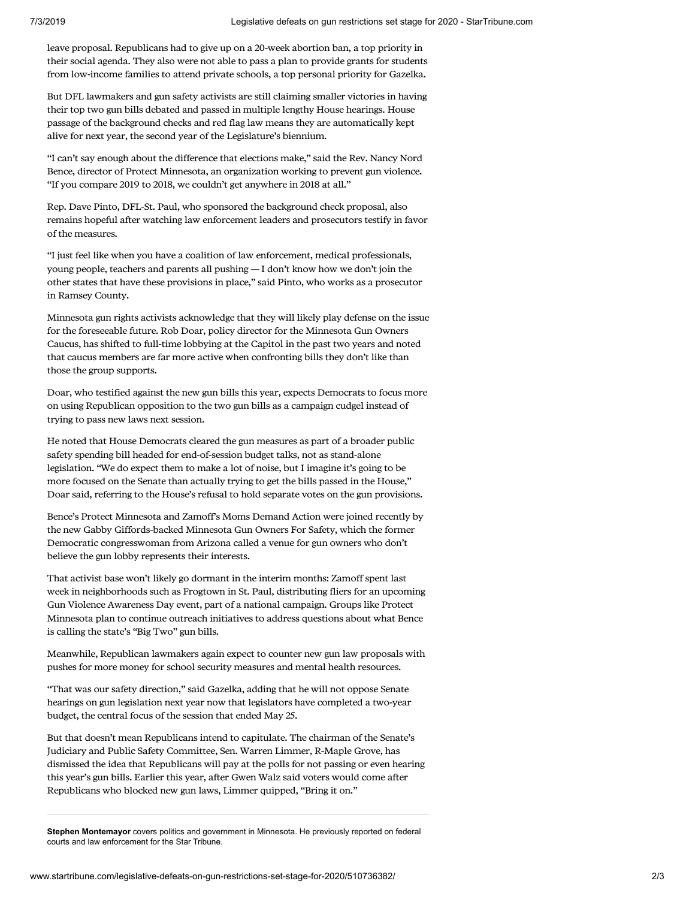leave proposal. Republicans had to give up on a 20-week abortion ban, a top priority in their social agenda. They also were not able to pass a plan to provide grants for students from low-income families to attend private schools, a top personal priority for Gazelka.

But DFL lawmakers and gun safety activists are still claiming smaller victories in having their top two gun bills debated and passed in multiple lengthy House hearings. House passage of the background checks and red flag law means they are automatically kept alive for next year, the second year of the Legislature's biennium.

"I can't say enough about the difference that elections make," said the Rev. Nancy Nord Bence, director of Protect Minnesota, an organization working to prevent gun violence. "If you compare 2019 to 2018, we couldn't get anywhere in 2018 at all."

Rep. Dave Pinto, DFL-St. Paul, who sponsored the background check proposal, also remains hopeful after watching law enforcement leaders and prosecutors testify in favor of the measures.

"I just feel like when you have a coalition of law enforcement, medical professionals, young people, teachers and parents all pushing — I don't know how we don't join the other states that have these provisions in place," said Pinto, who works as a prosecutor in Ramsey County.

Minnesota gun rights activists acknowledge that they will likely play defense on the issue for the foreseeable future. Rob Doar, policy director for the Minnesota Gun Owners Caucus, has shifted to full-time lobbying at the Capitol in the past two years and noted that caucus members are far more active when confronting bills they don't like than those the group supports.

Doar, who testified against the new gun bills this year, expects Democrats to focus more on using Republican opposition to the two gun bills as a campaign cudgel instead of trying to pass new laws next session.

He noted that House Democrats cleared the gun measures as part of a broader public safety spending bill headed for end-of-session budget talks, not as stand-alone legislation. "We do expect them to make a lot of noise, but I imagine it's going to be more focused on the Senate than actually trying to get the bills passed in the House," Doar said, referring to the House's refusal to hold separate votes on the gun provisions.

Bence's Protect Minnesota and Zamoff's Moms Demand Action were joined recently by the new Gabby Giffords-backed Minnesota Gun Owners For Safety, which the former Democratic congresswoman from Arizona called a venue for gun owners who don't believe the gun lobby represents their interests.

That activist base won't likely go dormant in the interim months: Zamoff spent last week in neighborhoods such as Frogtown in St. Paul, distributing fliers for an upcoming Gun Violence Awareness Day event, part of a national campaign. Groups like Protect Minnesota plan to continue outreach initiatives to address questions about what Bence is calling the state's "Big Two" gun bills.

Meanwhile, Republican lawmakers again expect to counter new gun law proposals with pushes for more money for school security measures and mental health resources.

"That was our safety direction," said Gazelka, adding that he will not oppose Senate hearings on gun legislation next year now that legislators have completed a two-year budget, the central focus of the session that ended May 25.

But that doesn't mean Republicans intend to capitulate. The chairman of the Senate's Judiciary and Public Safety Committee, Sen. Warren Limmer, R-Maple Grove, has dismissed the idea that Republicans will pay at the polls for not passing or even hearing this year's gun bills. Earlier this year, after Gwen Walz said voters would come after Republicans who blocked new gun laws, Limmer quipped, "Bring it on."

---

**Stephen Montemayor** covers politics and government in Minnesota. He previously reported on federal courts and law enforcement for the Star Tribune.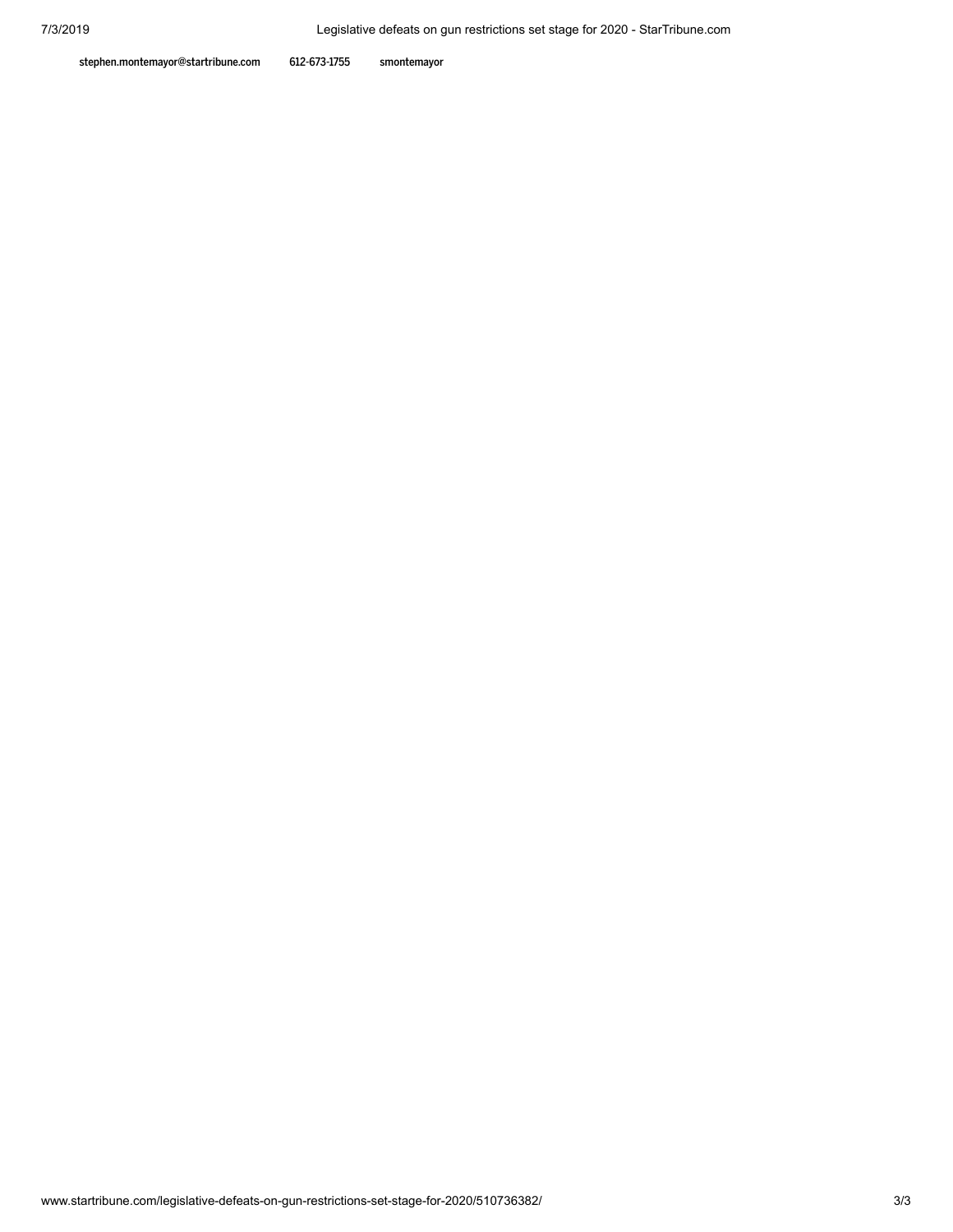stephen.montemayor@startribune.com 612-673-1755 smontemayor